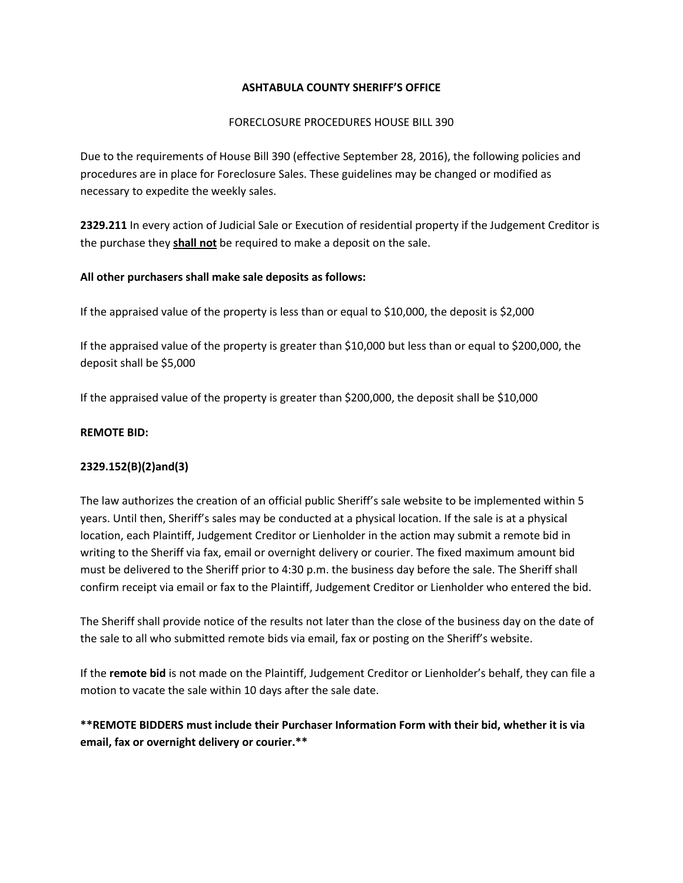# ASHTABULA COUNTY SHERIFF'S OFFICE

## FORECLOSURE PROCEDURES HOUSE BILL 390

Due to the requirements of House Bill 390 (effective September 28, 2016), the following policies and procedures are in place for Foreclosure Sales. These guidelines may be changed or modified as necessary to expedite the weekly sales.

**2329.211** In every action of Judicial Sale or Execution of residential property if the Judgement Creditor is the purchase they **shall not** be required to make a deposit on the sale.

**All other purchasers shall make sale deposits as follows:**

If the appraised value of the property is less than or equal to $10,000, the deposit is $2,000

If the appraised value of the property is greater than $10,000 but less than or equal to $200,000, the deposit shall be $5,000

If the appraised value of the property is greater than $200,000, the deposit shall be $10,000

**REMOTE BID:**

**2329.152(B)(2)and(3)**

The law authorizes the creation of an official public Sheriff's sale website to be implemented within 5 years. Until then, Sheriff's sales may be conducted at a physical location. If the sale is at a physical location, each Plaintiff, Judgement Creditor or Lienholder in the action may submit a remote bid in writing to the Sheriff via fax, email or overnight delivery or courier. The fixed maximum amount bid must be delivered to the Sheriff prior to 4:30 p.m. the business day before the sale. The Sheriff shall confirm receipt via email or fax to the Plaintiff, Judgement Creditor or Lienholder who entered the bid.

The Sheriff shall provide notice of the results not later than the close of the business day on the date of the sale to all who submitted remote bids via email, fax or posting on the Sheriff's website.

If the **remote bid** is not made on the Plaintiff, Judgement Creditor or Lienholder's behalf, they can file a motion to vacate the sale within 10 days after the sale date.

****REMOTE BIDDERS must include their Purchaser Information Form with their bid, whether it is via email, fax or overnight delivery or courier.****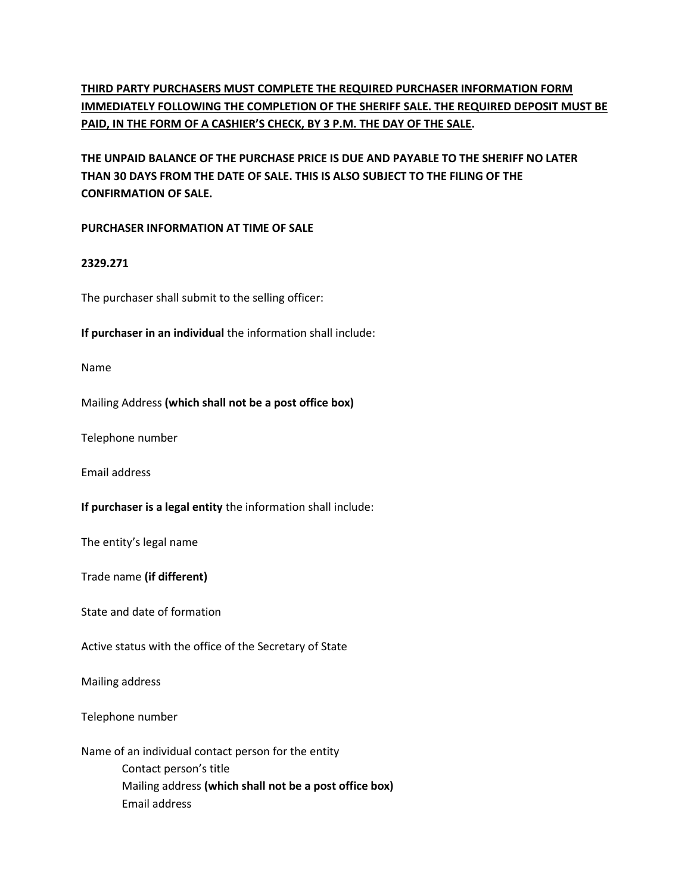**<u>THIRD PARTY PURCHASERS MUST COMPLETE THE REQUIRED PURCHASER INFORMATION FORM IMMEDIATELY FOLLOWING THE COMPLETION OF THE SHERIFF SALE. THE REQUIRED DEPOSIT MUST BE PAID, IN THE FORM OF A CASHIER'S CHECK, BY 3 P.M. THE DAY OF THE SALE</u>.**

**THE UNPAID BALANCE OF THE PURCHASE PRICE IS DUE AND PAYABLE TO THE SHERIFF NO LATER THAN 30 DAYS FROM THE DATE OF SALE. THIS IS ALSO SUBJECT TO THE FILING OF THE CONFIRMATION OF SALE.**

**PURCHASER INFORMATION AT TIME OF SALE**

**2329.271**

The purchaser shall submit to the selling officer:

**If purchaser in an individual** the information shall include:

Name

Mailing Address **(which shall not be a post office box)**

Telephone number

Email address

**If purchaser is a legal entity** the information shall include:

The entity's legal name

Trade name **(if different)**

State and date of formation

Active status with the office of the Secretary of State

Mailing address

Telephone number

Name of an individual contact person for the entity
- Contact person's title
- Mailing address **(which shall not be a post office box)**
- Email address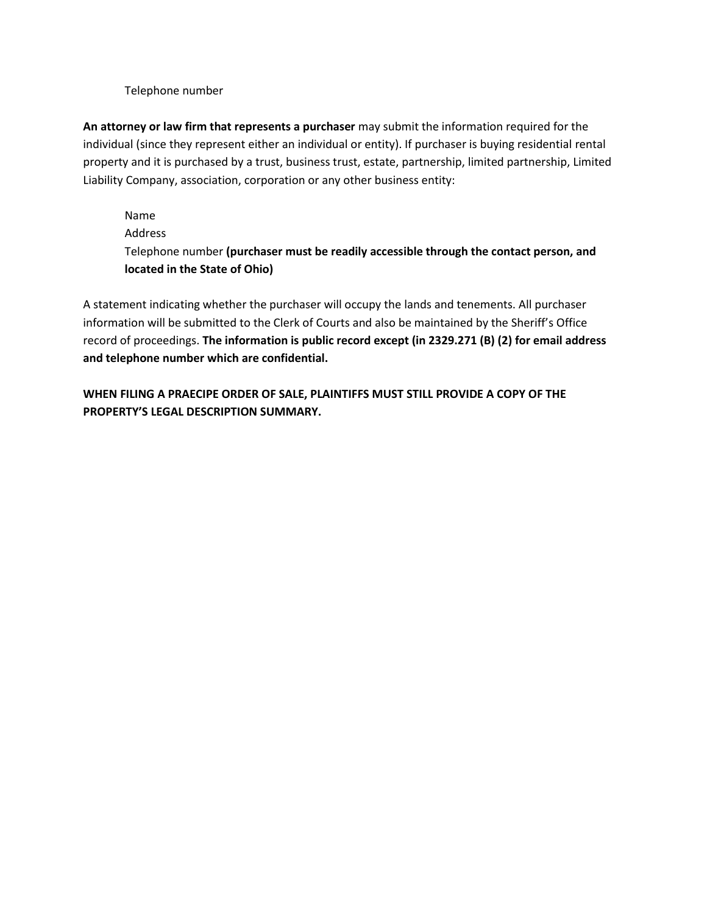Telephone number

**An attorney or law firm that represents a purchaser** may submit the information required for the individual (since they represent either an individual or entity). If purchaser is buying residential rental property and it is purchased by a trust, business trust, estate, partnership, limited partnership, Limited Liability Company, association, corporation or any other business entity:

Name
Address
Telephone number **(purchaser must be readily accessible through the contact person, and located in the State of Ohio)**

A statement indicating whether the purchaser will occupy the lands and tenements. All purchaser information will be submitted to the Clerk of Courts and also be maintained by the Sheriff's Office record of proceedings. **The information is public record except (in 2329.271 (B) (2) for email address and telephone number which are confidential.**

**WHEN FILING A PRAECIPE ORDER OF SALE, PLAINTIFFS MUST STILL PROVIDE A COPY OF THE PROPERTY'S LEGAL DESCRIPTION SUMMARY.**